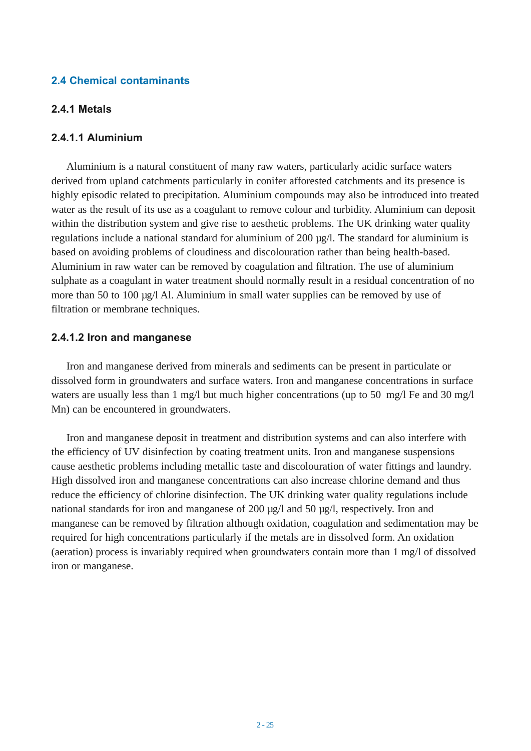## 2.4 Chemical contaminants

### 2.4.1 Metals

#### 2.4.1.1 Aluminium

Aluminium is a natural constituent of many raw waters, particularly acidic surface waters derived from upland catchments particularly in conifer afforested catchments and its presence is highly episodic related to precipitation. Aluminium compounds may also be introduced into treated water as the result of its use as a coagulant to remove colour and turbidity. Aluminium can deposit within the distribution system and give rise to aesthetic problems. The UK drinking water quality regulations include a national standard for aluminium of 200 µg/l. The standard for aluminium is based on avoiding problems of cloudiness and discolouration rather than being health-based. Aluminium in raw water can be removed by coagulation and filtration. The use of aluminium sulphate as a coagulant in water treatment should normally result in a residual concentration of no more than 50 to 100 µg/l Al. Aluminium in small water supplies can be removed by use of filtration or membrane techniques.

#### 2.4.1.2 Iron and manganese

Iron and manganese derived from minerals and sediments can be present in particulate or dissolved form in groundwaters and surface waters. Iron and manganese concentrations in surface waters are usually less than 1 mg/l but much higher concentrations (up to 50 mg/l Fe and 30 mg/l Mn) can be encountered in groundwaters.

Iron and manganese deposit in treatment and distribution systems and can also interfere with the efficiency of UV disinfection by coating treatment units. Iron and manganese suspensions cause aesthetic problems including metallic taste and discolouration of water fittings and laundry. High dissolved iron and manganese concentrations can also increase chlorine demand and thus reduce the efficiency of chlorine disinfection. The UK drinking water quality regulations include national standards for iron and manganese of 200 µg/l and 50 µg/l, respectively. Iron and manganese can be removed by filtration although oxidation, coagulation and sedimentation may be required for high concentrations particularly if the metals are in dissolved form. An oxidation (aeration) process is invariably required when groundwaters contain more than 1 mg/l of dissolved iron or manganese.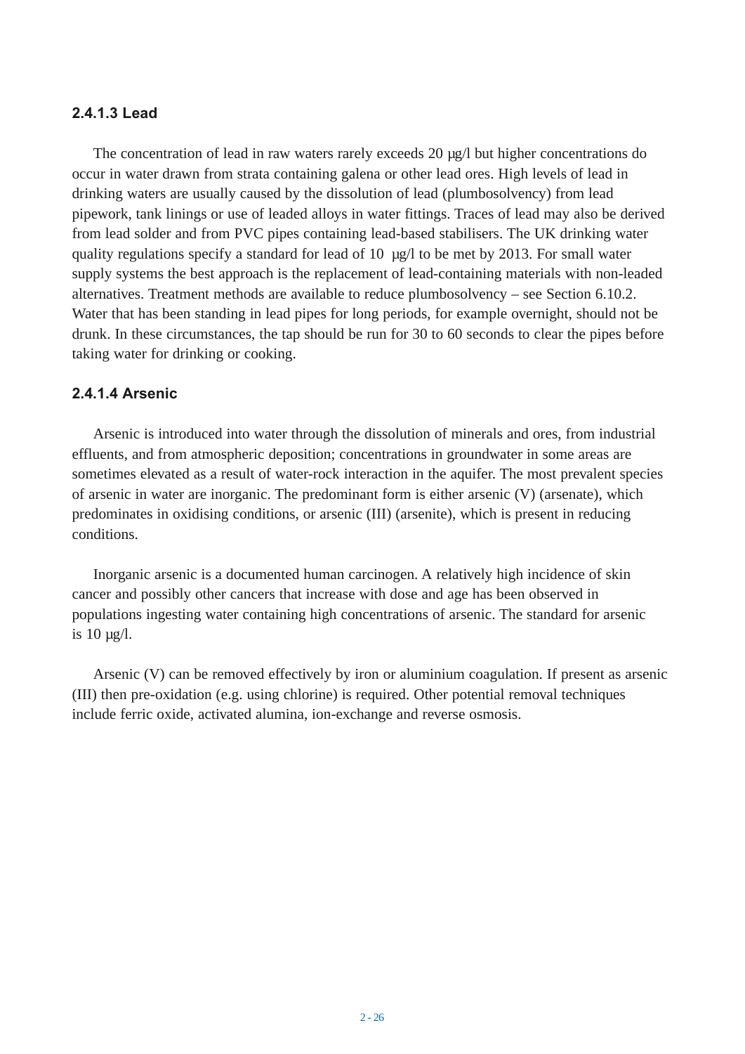### 2.4.1.3 Lead

The concentration of lead in raw waters rarely exceeds 20 µg/l but higher concentrations do occur in water drawn from strata containing galena or other lead ores. High levels of lead in drinking waters are usually caused by the dissolution of lead (plumbosolvency) from lead pipework, tank linings or use of leaded alloys in water fittings. Traces of lead may also be derived from lead solder and from PVC pipes containing lead-based stabilisers. The UK drinking water quality regulations specify a standard for lead of 10 µg/l to be met by 2013. For small water supply systems the best approach is the replacement of lead-containing materials with non-leaded alternatives. Treatment methods are available to reduce plumbosolvency – see Section 6.10.2. Water that has been standing in lead pipes for long periods, for example overnight, should not be drunk. In these circumstances, the tap should be run for 30 to 60 seconds to clear the pipes before taking water for drinking or cooking.

### 2.4.1.4 Arsenic

Arsenic is introduced into water through the dissolution of minerals and ores, from industrial effluents, and from atmospheric deposition; concentrations in groundwater in some areas are sometimes elevated as a result of water-rock interaction in the aquifer. The most prevalent species of arsenic in water are inorganic. The predominant form is either arsenic (V) (arsenate), which predominates in oxidising conditions, or arsenic (III) (arsenite), which is present in reducing conditions.

Inorganic arsenic is a documented human carcinogen. A relatively high incidence of skin cancer and possibly other cancers that increase with dose and age has been observed in populations ingesting water containing high concentrations of arsenic. The standard for arsenic is 10 µg/l.

Arsenic (V) can be removed effectively by iron or aluminium coagulation. If present as arsenic (III) then pre-oxidation (e.g. using chlorine) is required. Other potential removal techniques include ferric oxide, activated alumina, ion-exchange and reverse osmosis.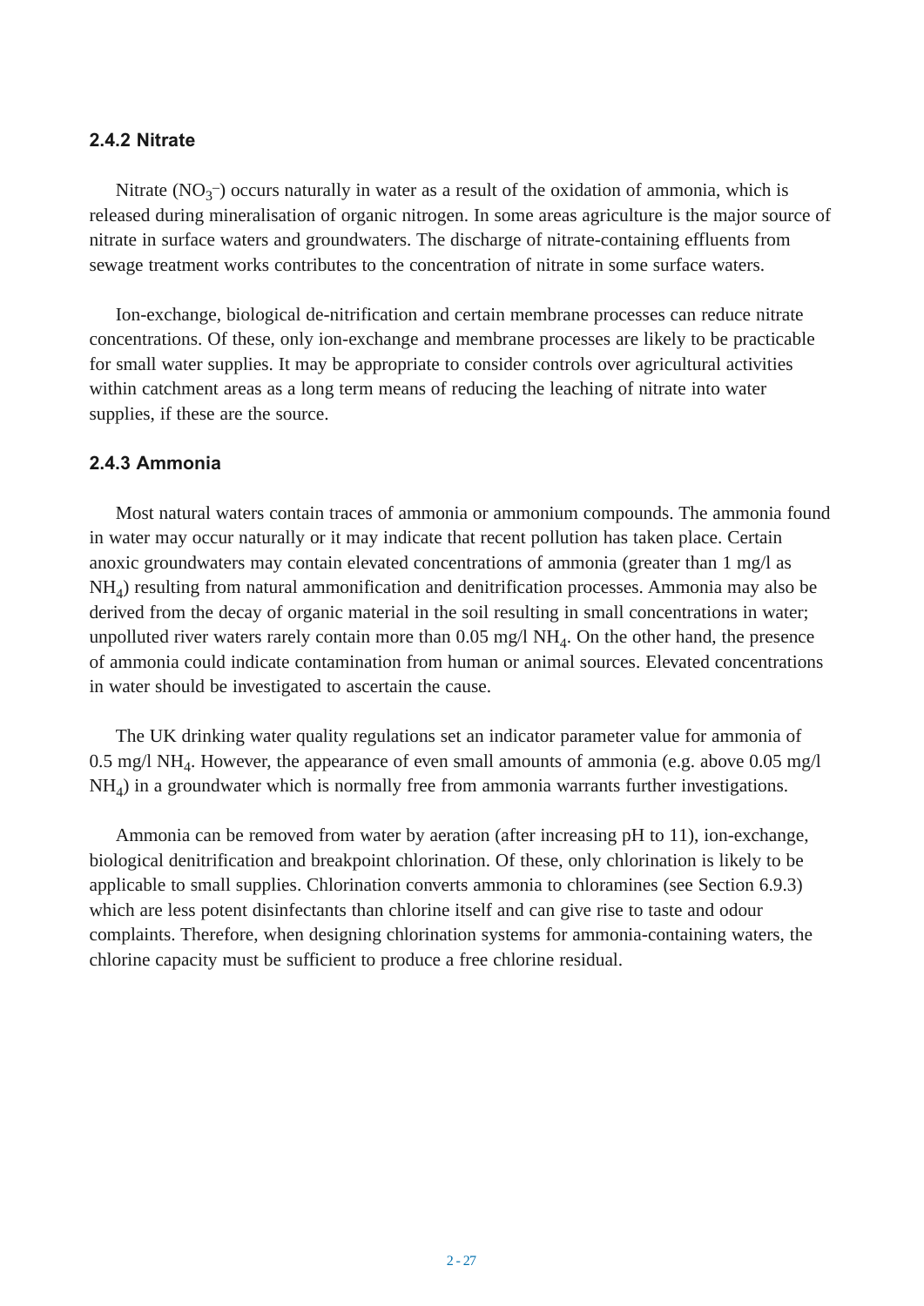### 2.4.2 Nitrate

Nitrate ($NO_3^-$) occurs naturally in water as a result of the oxidation of ammonia, which is released during mineralisation of organic nitrogen. In some areas agriculture is the major source of nitrate in surface waters and groundwaters. The discharge of nitrate-containing effluents from sewage treatment works contributes to the concentration of nitrate in some surface waters.

Ion-exchange, biological de-nitrification and certain membrane processes can reduce nitrate concentrations. Of these, only ion-exchange and membrane processes are likely to be practicable for small water supplies. It may be appropriate to consider controls over agricultural activities within catchment areas as a long term means of reducing the leaching of nitrate into water supplies, if these are the source.

### 2.4.3 Ammonia

Most natural waters contain traces of ammonia or ammonium compounds. The ammonia found in water may occur naturally or it may indicate that recent pollution has taken place. Certain anoxic groundwaters may contain elevated concentrations of ammonia (greater than 1 mg/l as $NH_4$) resulting from natural ammonification and denitrification processes. Ammonia may also be derived from the decay of organic material in the soil resulting in small concentrations in water; unpolluted river waters rarely contain more than 0.05 mg/l $NH_4$. On the other hand, the presence of ammonia could indicate contamination from human or animal sources. Elevated concentrations in water should be investigated to ascertain the cause.

The UK drinking water quality regulations set an indicator parameter value for ammonia of 0.5 mg/l $NH_4$. However, the appearance of even small amounts of ammonia (e.g. above 0.05 mg/l $NH_4$) in a groundwater which is normally free from ammonia warrants further investigations.

Ammonia can be removed from water by aeration (after increasing pH to 11), ion-exchange, biological denitrification and breakpoint chlorination. Of these, only chlorination is likely to be applicable to small supplies. Chlorination converts ammonia to chloramines (see Section 6.9.3) which are less potent disinfectants than chlorine itself and can give rise to taste and odour complaints. Therefore, when designing chlorination systems for ammonia-containing waters, the chlorine capacity must be sufficient to produce a free chlorine residual.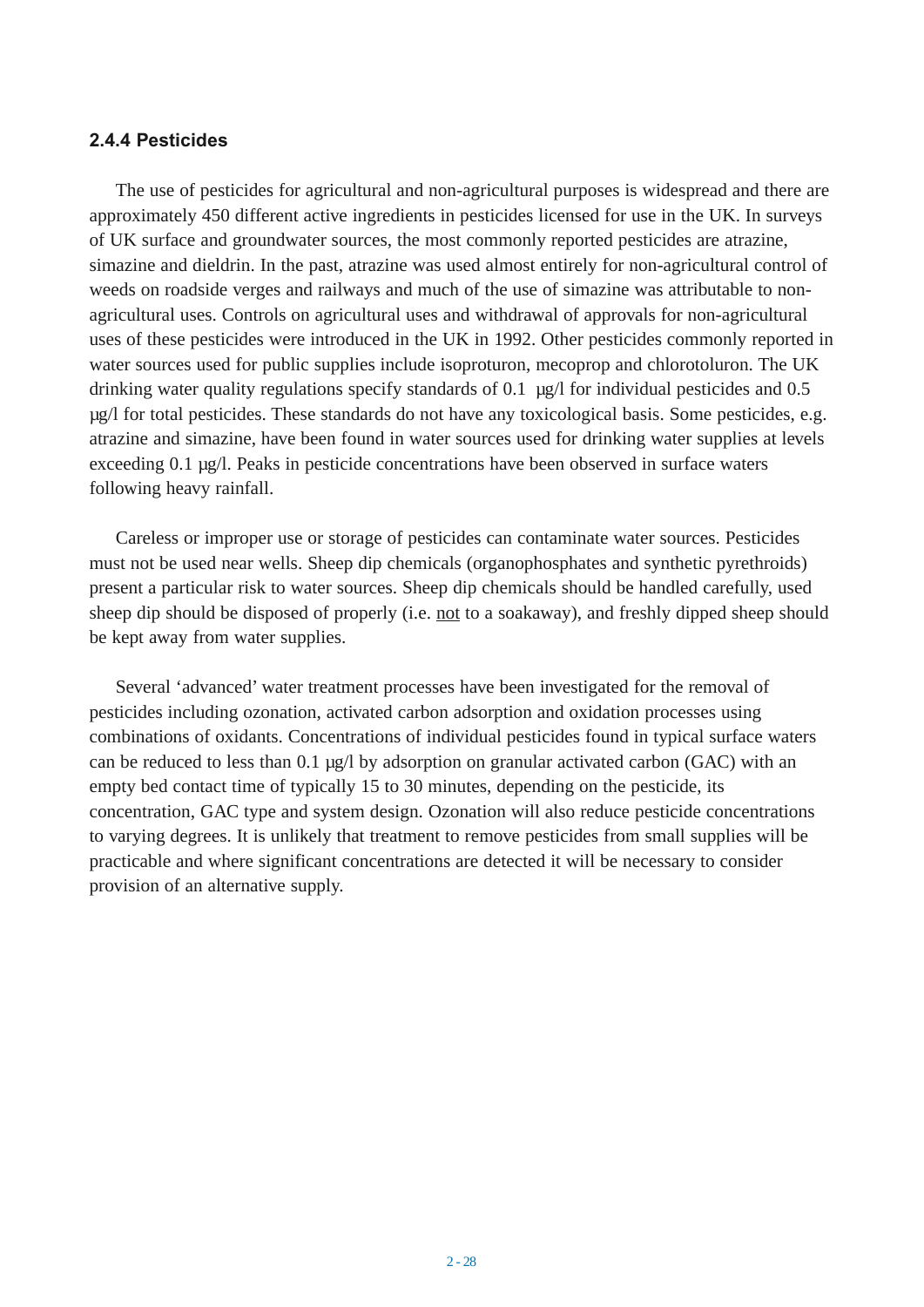### 2.4.4 Pesticides

The use of pesticides for agricultural and non-agricultural purposes is widespread and there are approximately 450 different active ingredients in pesticides licensed for use in the UK. In surveys of UK surface and groundwater sources, the most commonly reported pesticides are atrazine, simazine and dieldrin. In the past, atrazine was used almost entirely for non-agricultural control of weeds on roadside verges and railways and much of the use of simazine was attributable to non-agricultural uses. Controls on agricultural uses and withdrawal of approvals for non-agricultural uses of these pesticides were introduced in the UK in 1992. Other pesticides commonly reported in water sources used for public supplies include isoproturon, mecoprop and chlorotoluron. The UK drinking water quality regulations specify standards of 0.1 µg/l for individual pesticides and 0.5 µg/l for total pesticides. These standards do not have any toxicological basis. Some pesticides, e.g. atrazine and simazine, have been found in water sources used for drinking water supplies at levels exceeding 0.1 µg/l. Peaks in pesticide concentrations have been observed in surface waters following heavy rainfall.

Careless or improper use or storage of pesticides can contaminate water sources. Pesticides must not be used near wells. Sheep dip chemicals (organophosphates and synthetic pyrethroids) present a particular risk to water sources. Sheep dip chemicals should be handled carefully, used sheep dip should be disposed of properly (i.e. <u>not</u> to a soakaway), and freshly dipped sheep should be kept away from water supplies.

Several 'advanced' water treatment processes have been investigated for the removal of pesticides including ozonation, activated carbon adsorption and oxidation processes using combinations of oxidants. Concentrations of individual pesticides found in typical surface waters can be reduced to less than 0.1 µg/l by adsorption on granular activated carbon (GAC) with an empty bed contact time of typically 15 to 30 minutes, depending on the pesticide, its concentration, GAC type and system design. Ozonation will also reduce pesticide concentrations to varying degrees. It is unlikely that treatment to remove pesticides from small supplies will be practicable and where significant concentrations are detected it will be necessary to consider provision of an alternative supply.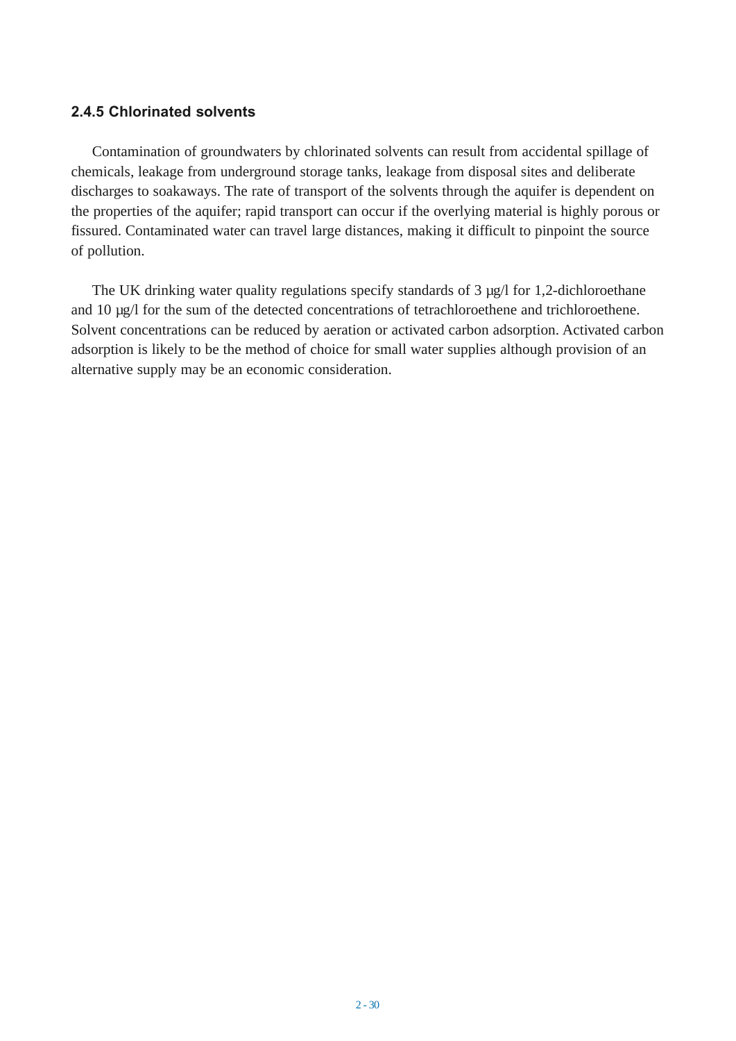### 2.4.5 Chlorinated solvents

Contamination of groundwaters by chlorinated solvents can result from accidental spillage of chemicals, leakage from underground storage tanks, leakage from disposal sites and deliberate discharges to soakaways. The rate of transport of the solvents through the aquifer is dependent on the properties of the aquifer; rapid transport can occur if the overlying material is highly porous or fissured. Contaminated water can travel large distances, making it difficult to pinpoint the source of pollution.

The UK drinking water quality regulations specify standards of 3 µg/l for 1,2-dichloroethane and 10 µg/l for the sum of the detected concentrations of tetrachloroethene and trichloroethene. Solvent concentrations can be reduced by aeration or activated carbon adsorption. Activated carbon adsorption is likely to be the method of choice for small water supplies although provision of an alternative supply may be an economic consideration.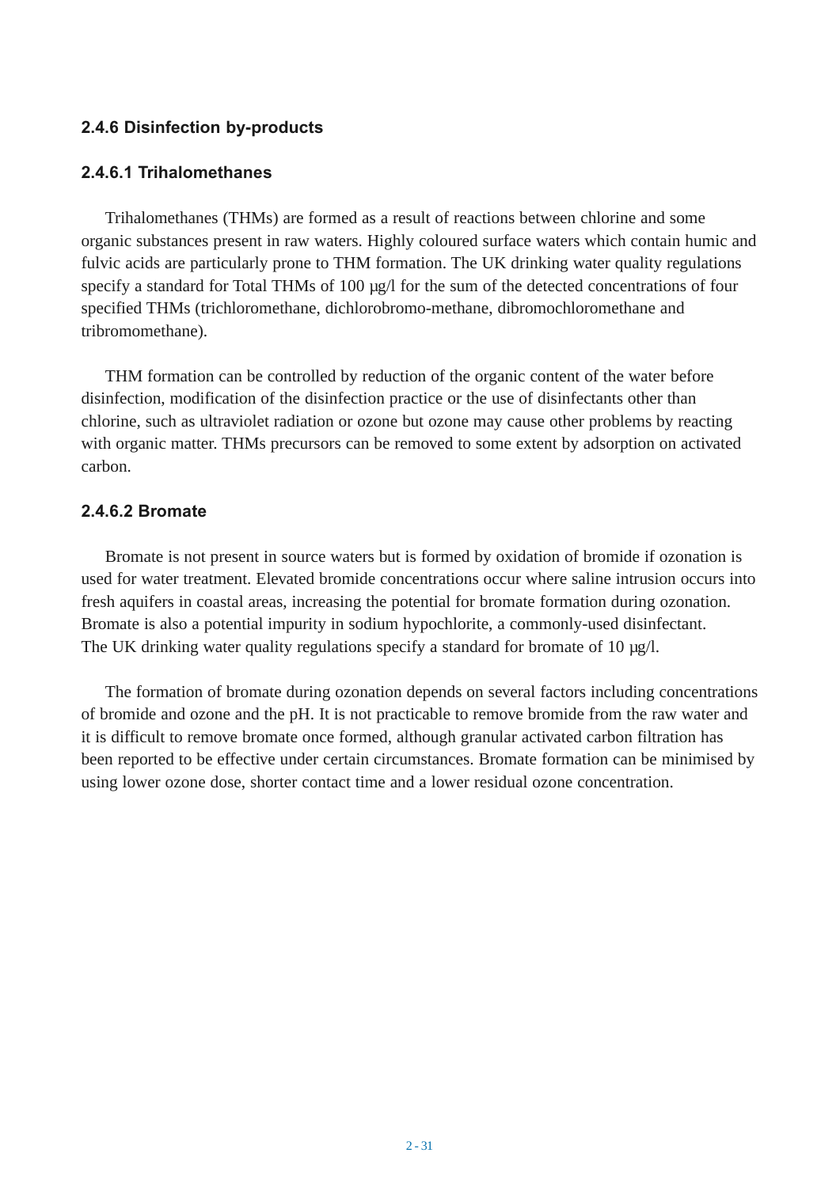### 2.4.6 Disinfection by-products

#### 2.4.6.1 Trihalomethanes

Trihalomethanes (THMs) are formed as a result of reactions between chlorine and some organic substances present in raw waters. Highly coloured surface waters which contain humic and fulvic acids are particularly prone to THM formation. The UK drinking water quality regulations specify a standard for Total THMs of 100 μg/l for the sum of the detected concentrations of four specified THMs (trichloromethane, dichlorobromo-methane, dibromochloromethane and tribromomethane).

THM formation can be controlled by reduction of the organic content of the water before disinfection, modification of the disinfection practice or the use of disinfectants other than chlorine, such as ultraviolet radiation or ozone but ozone may cause other problems by reacting with organic matter. THMs precursors can be removed to some extent by adsorption on activated carbon.

#### 2.4.6.2 Bromate

Bromate is not present in source waters but is formed by oxidation of bromide if ozonation is used for water treatment. Elevated bromide concentrations occur where saline intrusion occurs into fresh aquifers in coastal areas, increasing the potential for bromate formation during ozonation. Bromate is also a potential impurity in sodium hypochlorite, a commonly-used disinfectant. The UK drinking water quality regulations specify a standard for bromate of 10 μg/l.

The formation of bromate during ozonation depends on several factors including concentrations of bromide and ozone and the pH. It is not practicable to remove bromide from the raw water and it is difficult to remove bromate once formed, although granular activated carbon filtration has been reported to be effective under certain circumstances. Bromate formation can be minimised by using lower ozone dose, shorter contact time and a lower residual ozone concentration.